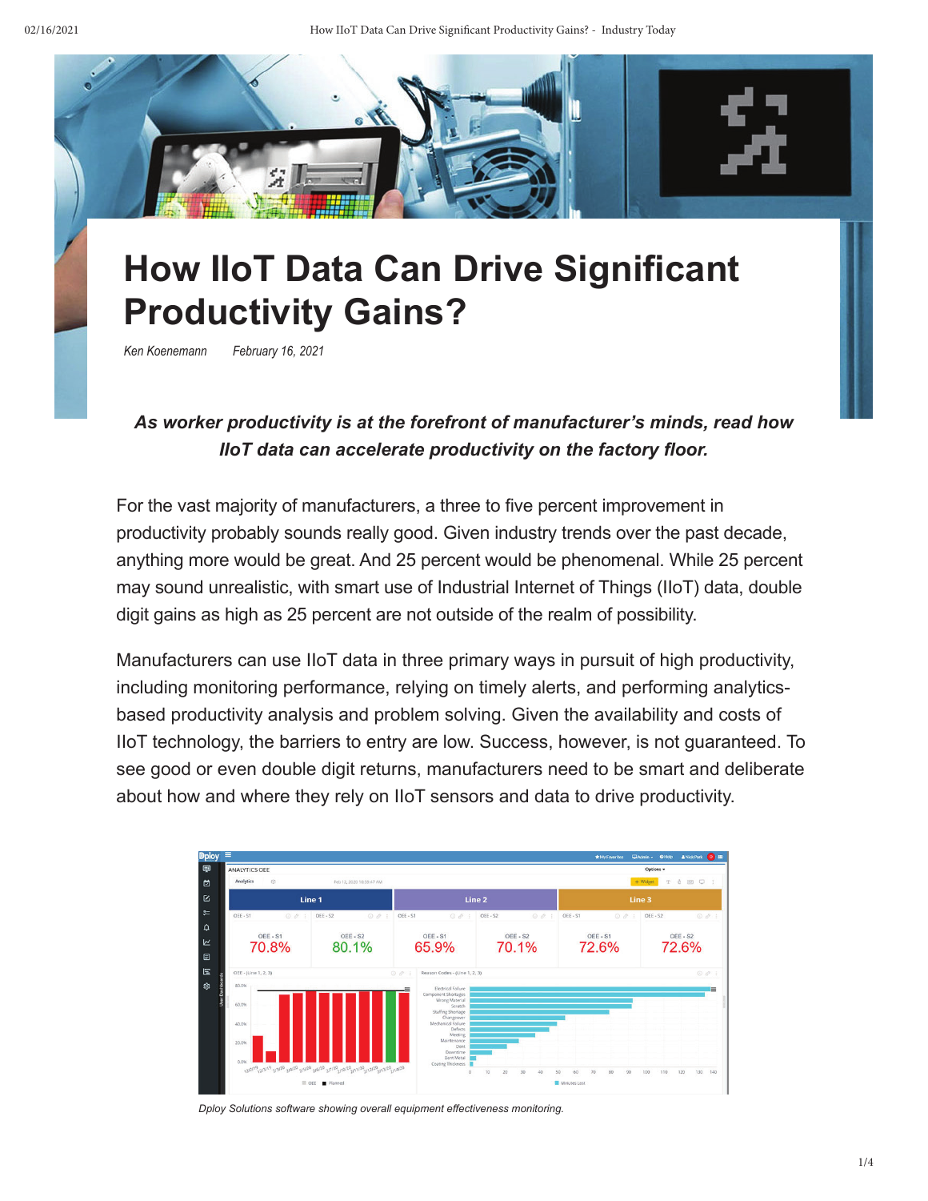# How IIoT Data Can Drive Significant Productivity Gains?

*Ken Koenemann February 16, 2021*

***As worker productivity is at the forefront of manufacturer's minds, read how IIoT data can accelerate productivity on the factory floor.***

For the vast majority of manufacturers, a three to five percent improvement in productivity probably sounds really good. Given industry trends over the past decade, anything more would be great. And 25 percent would be phenomenal. While 25 percent may sound unrealistic, with smart use of Industrial Internet of Things (IIoT) data, double digit gains as high as 25 percent are not outside of the realm of possibility.

Manufacturers can use IIoT data in three primary ways in pursuit of high productivity, including monitoring performance, relying on timely alerts, and performing analytics-based productivity analysis and problem solving. Given the availability and costs of IIoT technology, the barriers to entry are low. Success, however, is not guaranteed. To see good or even double digit returns, manufacturers need to be smart and deliberate about how and where they rely on IIoT sensors and data to drive productivity.

*Dploy Solutions software showing overall equipment effectiveness monitoring.*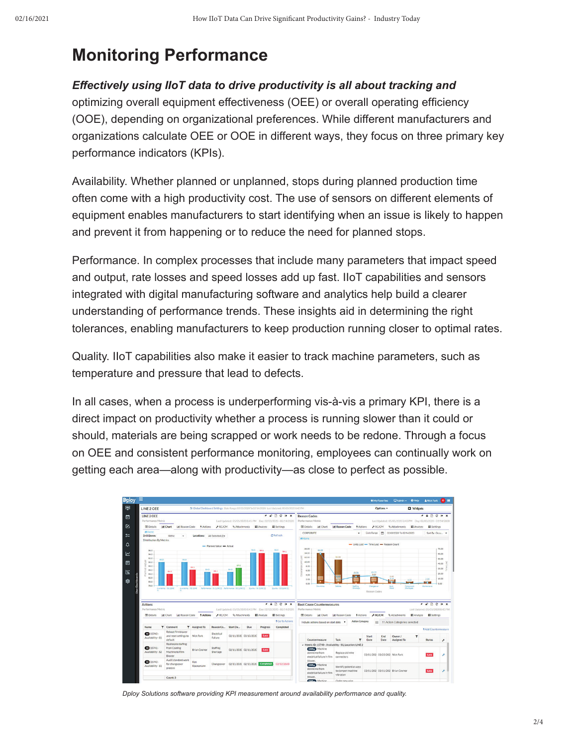# Monitoring Performance

***Effectively using IIoT data to drive productivity is all about tracking and*** optimizing overall equipment effectiveness (OEE) or overall operating efficiency (OOE), depending on organizational preferences. While different manufacturers and organizations calculate OEE or OOE in different ways, they focus on three primary key performance indicators (KPIs).

Availability. Whether planned or unplanned, stops during planned production time often come with a high productivity cost. The use of sensors on different elements of equipment enables manufacturers to start identifying when an issue is likely to happen and prevent it from happening or to reduce the need for planned stops.

Performance. In complex processes that include many parameters that impact speed and output, rate losses and speed losses add up fast. IIoT capabilities and sensors integrated with digital manufacturing software and analytics help build a clearer understanding of performance trends. These insights aid in determining the right tolerances, enabling manufacturers to keep production running closer to optimal rates.

Quality. IIoT capabilities also make it easier to track machine parameters, such as temperature and pressure that lead to defects.

In all cases, when a process is underperforming vis-à-vis a primary KPI, there is a direct impact on productivity whether a process is running slower than it could or should, materials are being scrapped or work needs to be redone. Through a focus on OEE and consistent performance monitoring, employees can continually work on getting each area—along with productivity—as close to perfect as possible.

*Dploy Solutions software providing KPI measurement around availability performance and quality.*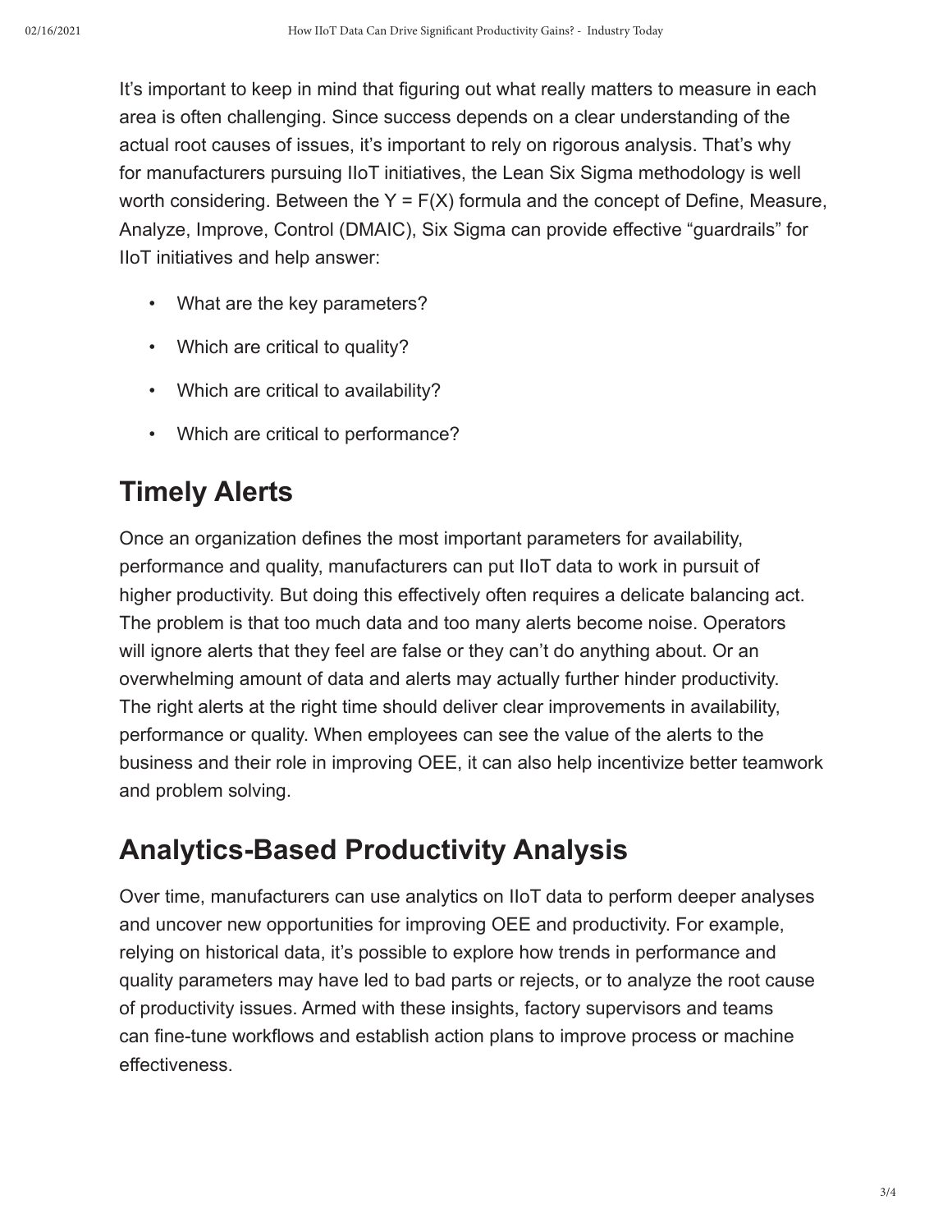It's important to keep in mind that figuring out what really matters to measure in each area is often challenging. Since success depends on a clear understanding of the actual root causes of issues, it's important to rely on rigorous analysis. That's why for manufacturers pursuing IIoT initiatives, the Lean Six Sigma methodology is well worth considering. Between the Y = F(X) formula and the concept of Define, Measure, Analyze, Improve, Control (DMAIC), Six Sigma can provide effective "guardrails" for IIoT initiatives and help answer:

- What are the key parameters?
- Which are critical to quality?
- Which are critical to availability?
- Which are critical to performance?

## Timely Alerts

Once an organization defines the most important parameters for availability, performance and quality, manufacturers can put IIoT data to work in pursuit of higher productivity. But doing this effectively often requires a delicate balancing act. The problem is that too much data and too many alerts become noise. Operators will ignore alerts that they feel are false or they can't do anything about. Or an overwhelming amount of data and alerts may actually further hinder productivity. The right alerts at the right time should deliver clear improvements in availability, performance or quality. When employees can see the value of the alerts to the business and their role in improving OEE, it can also help incentivize better teamwork and problem solving.

## Analytics-Based Productivity Analysis

Over time, manufacturers can use analytics on IIoT data to perform deeper analyses and uncover new opportunities for improving OEE and productivity. For example, relying on historical data, it's possible to explore how trends in performance and quality parameters may have led to bad parts or rejects, or to analyze the root cause of productivity issues. Armed with these insights, factory supervisors and teams can fine-tune workflows and establish action plans to improve process or machine effectiveness.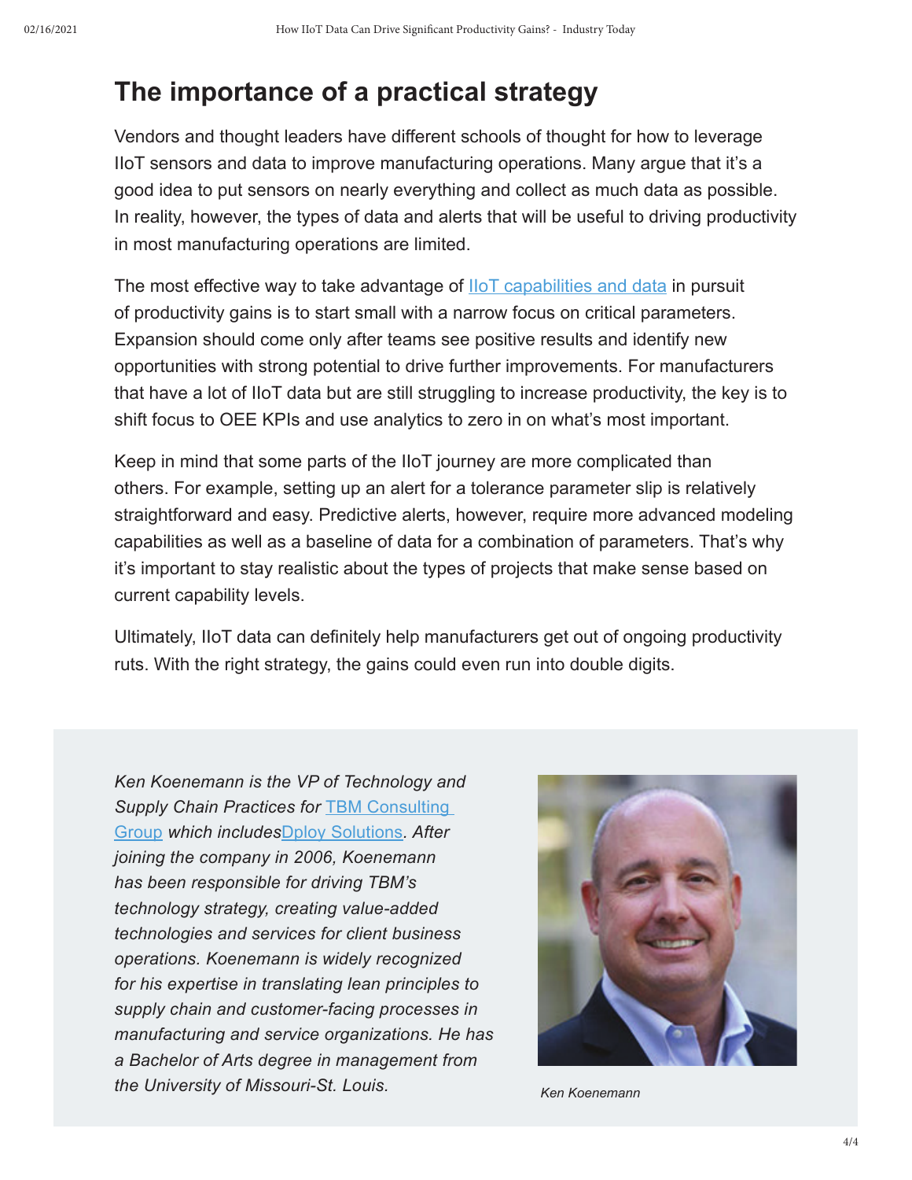## The importance of a practical strategy

Vendors and thought leaders have different schools of thought for how to leverage IIoT sensors and data to improve manufacturing operations. Many argue that it's a good idea to put sensors on nearly everything and collect as much data as possible. In reality, however, the types of data and alerts that will be useful to driving productivity in most manufacturing operations are limited.

The most effective way to take advantage of IIoT capabilities and data in pursuit of productivity gains is to start small with a narrow focus on critical parameters. Expansion should come only after teams see positive results and identify new opportunities with strong potential to drive further improvements. For manufacturers that have a lot of IIoT data but are still struggling to increase productivity, the key is to shift focus to OEE KPIs and use analytics to zero in on what's most important.

Keep in mind that some parts of the IIoT journey are more complicated than others. For example, setting up an alert for a tolerance parameter slip is relatively straightforward and easy. Predictive alerts, however, require more advanced modeling capabilities as well as a baseline of data for a combination of parameters. That's why it's important to stay realistic about the types of projects that make sense based on current capability levels.

Ultimately, IIoT data can definitely help manufacturers get out of ongoing productivity ruts. With the right strategy, the gains could even run into double digits.

*Ken Koenemann is the VP of Technology and Supply Chain Practices for TBM Consulting Group which includesDploy Solutions. After joining the company in 2006, Koenemann has been responsible for driving TBM's technology strategy, creating value-added technologies and services for client business operations. Koenemann is widely recognized for his expertise in translating lean principles to supply chain and customer-facing processes in manufacturing and service organizations. He has a Bachelor of Arts degree in management from the University of Missouri-St. Louis.*

*Ken Koenemann*